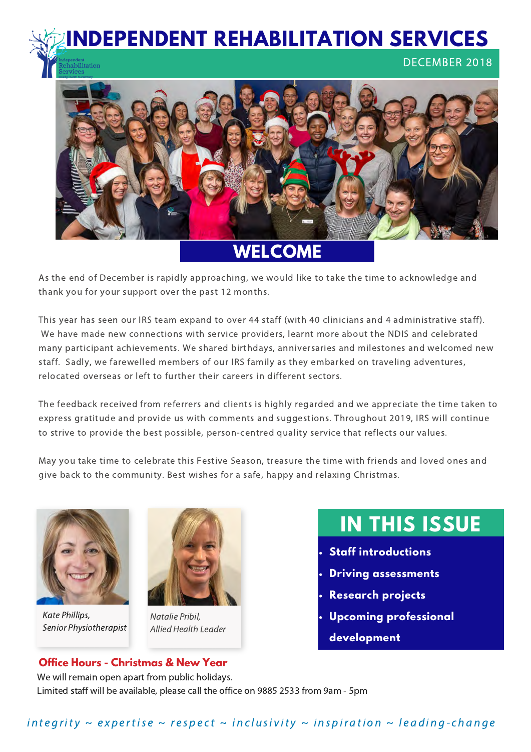# INDEPENDENT REHABILITATION SERVICES

DECEMBER 2018

## WELCOME

As the end of December is rapidly approaching, we would like to take the time to acknowledge and thank you for your support over the past 12 months.

This year has seen our IRS team expand to over 44 staff (with 40 clinicians and 4 administrative staff). We have made new connections with service providers, learnt more about the NDIS and celebrated many participant achievements. We shared birthdays, anniversaries and milestones and welcomed new staff. Sadly, we farewelled members of our IRS family as they embarked on traveling adventures, relocated overseas or left to further their careers in different sectors.

The feedback received from referrers and clients is highly regarded and we appreciate the time taken to express gratitude and provide us with comments and suggestions. Throughout 2019, IRS will continue to strive to provide the best possible, person-centred quality service that reflects our values.

May you take time to celebrate this Festive Season, treasure the time with friends and loved ones and give back to the community. Best wishes for a safe, happy and relaxing Christmas.

*Kate Phillips, Senior Physiotherapist*

*Natalie Pribil, Allied Health Leader*

## IN THIS ISSUE

- **Staff introductions**
- **Driving assessments**
- **Research projects**
- **Upcoming professional development**

### Office Hours - Christmas & New Year

We will remain open apart from public holidays.
Limited staff will be available, please call the office on 9885 2533 from 9am - 5pm

*integrity ~ expertise ~ respect ~ inclusivity ~ inspiration ~ leading-change*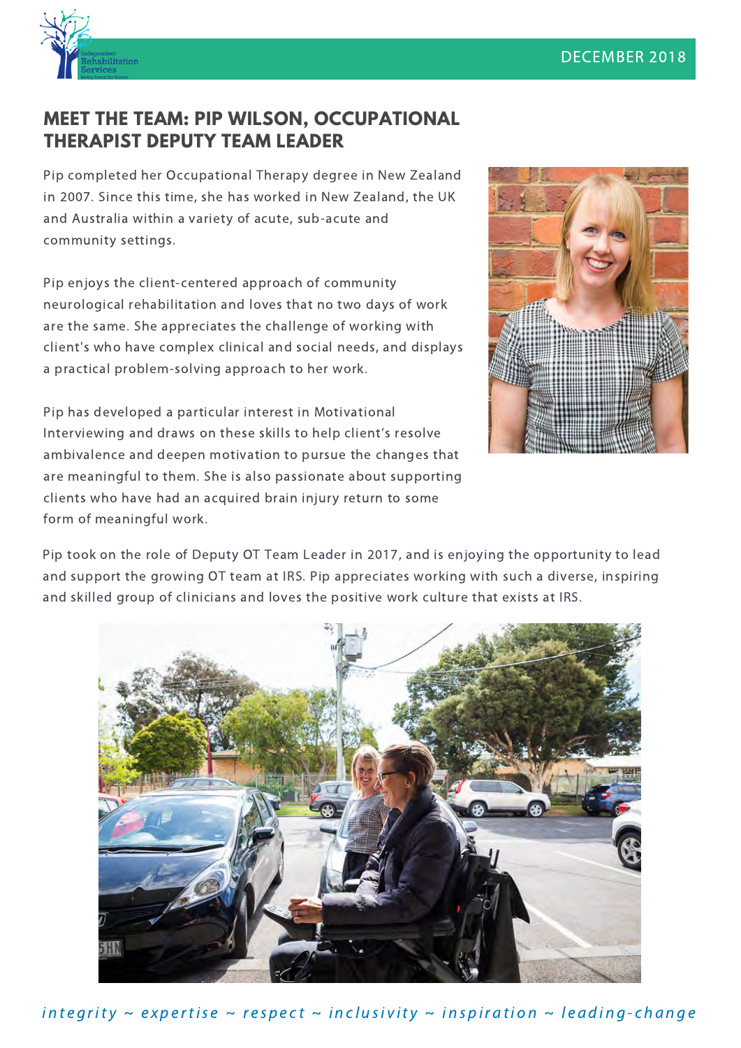# MEET THE TEAM: PIP WILSON, OCCUPATIONAL THERAPIST DEPUTY TEAM LEADER

Pip completed her Occupational Therapy degree in New Zealand in 2007. Since this time, she has worked in New Zealand, the UK and Australia within a variety of acute, sub-acute and community settings.

Pip enjoys the client-centered approach of community neurological rehabilitation and loves that no two days of work are the same. She appreciates the challenge of working with client's who have complex clinical and social needs, and displays a practical problem-solving approach to her work.

Pip has developed a particular interest in Motivational Interviewing and draws on these skills to help client's resolve ambivalence and deepen motivation to pursue the changes that are meaningful to them. She is also passionate about supporting clients who have had an acquired brain injury return to some form of meaningful work.

Pip took on the role of Deputy OT Team Leader in 2017, and is enjoying the opportunity to lead and support the growing OT team at IRS. Pip appreciates working with such a diverse, inspiring and skilled group of clinicians and loves the positive work culture that exists at IRS.

*integrity ~ expertise ~ respect ~ inclusivity ~ inspiration ~ leading-change*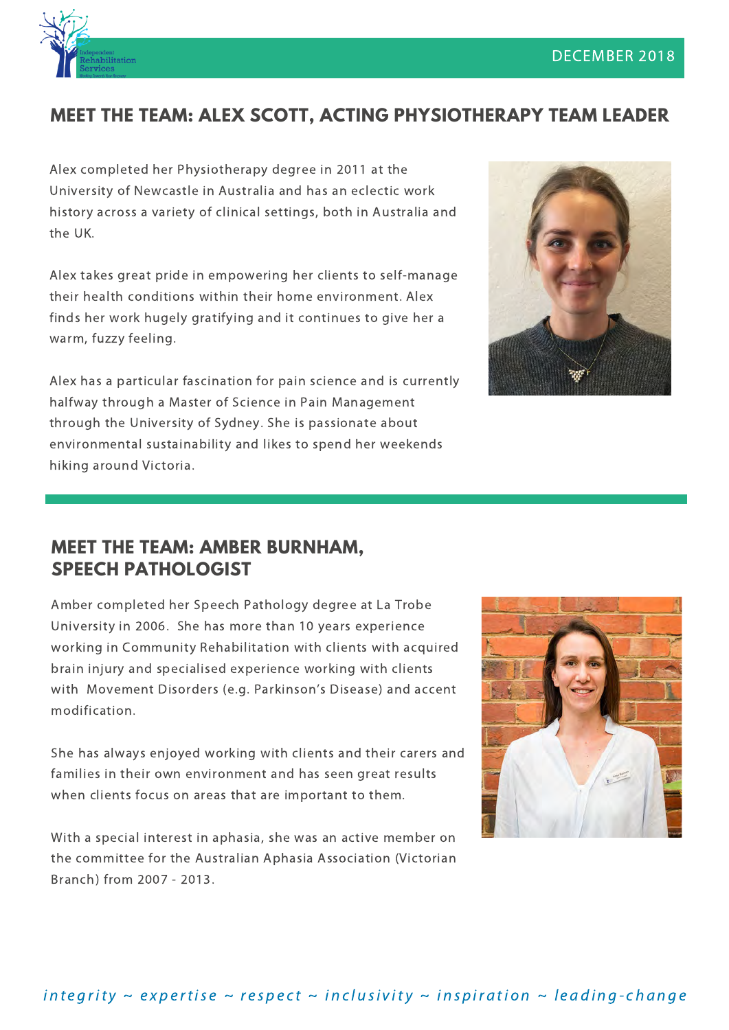## MEET THE TEAM: ALEX SCOTT, ACTING PHYSIOTHERAPY TEAM LEADER

Alex completed her Physiotherapy degree in 2011 at the University of Newcastle in Australia and has an eclectic work history across a variety of clinical settings, both in Australia and the UK.

Alex takes great pride in empowering her clients to self-manage their health conditions within their home environment. Alex finds her work hugely gratifying and it continues to give her a warm, fuzzy feeling.

Alex has a particular fascination for pain science and is currently halfway through a Master of Science in Pain Management through the University of Sydney. She is passionate about environmental sustainability and likes to spend her weekends hiking around Victoria.

## MEET THE TEAM: AMBER BURNHAM, SPEECH PATHOLOGIST

Amber completed her Speech Pathology degree at La Trobe University in 2006. She has more than 10 years experience working in Community Rehabilitation with clients with acquired brain injury and specialised experience working with clients with Movement Disorders (e.g. Parkinson's Disease) and accent modification.

She has always enjoyed working with clients and their carers and families in their own environment and has seen great results when clients focus on areas that are important to them.

With a special interest in aphasia, she was an active member on the committee for the Australian Aphasia Association (Victorian Branch) from 2007 - 2013.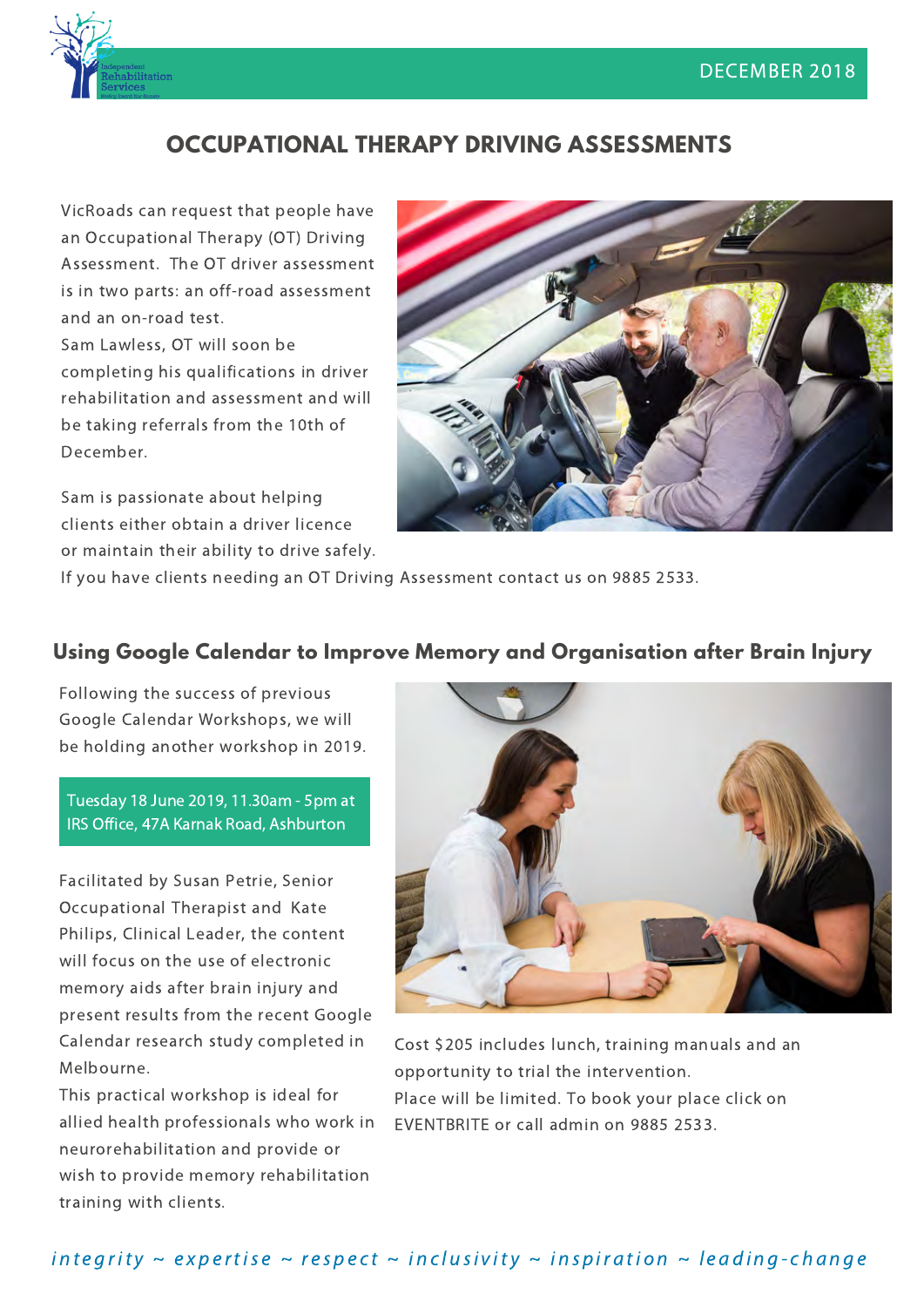# OCCUPATIONAL THERAPY DRIVING ASSESSMENTS

VicRoads can request that people have an Occupational Therapy (OT) Driving Assessment. The OT driver assessment is in two parts: an off-road assessment and an on-road test.

Sam Lawless, OT will soon be completing his qualifications in driver rehabilitation and assessment and will be taking referrals from the 10th of December.

Sam is passionate about helping clients either obtain a driver licence or maintain their ability to drive safely.

If you have clients needing an OT Driving Assessment contact us on 9885 2533.

## Using Google Calendar to Improve Memory and Organisation after Brain Injury

Following the success of previous Google Calendar Workshops, we will be holding another workshop in 2019.

**Tuesday 18 June 2019, 11.30am - 5pm at IRS Office, 47A Karnak Road, Ashburton**

Facilitated by Susan Petrie, Senior Occupational Therapist and Kate Philips, Clinical Leader, the content will focus on the use of electronic memory aids after brain injury and present results from the recent Google Calendar research study completed in Melbourne.

This practical workshop is ideal for allied health professionals who work in neurorehabilitation and provide or wish to provide memory rehabilitation training with clients.

Cost $205 includes lunch, training manuals and an opportunity to trial the intervention.

Place will be limited. To book your place click on EVENTBRITE or call admin on 9885 2533.

*integrity ~ expertise ~ respect ~ inclusivity ~ inspiration ~ leading-change*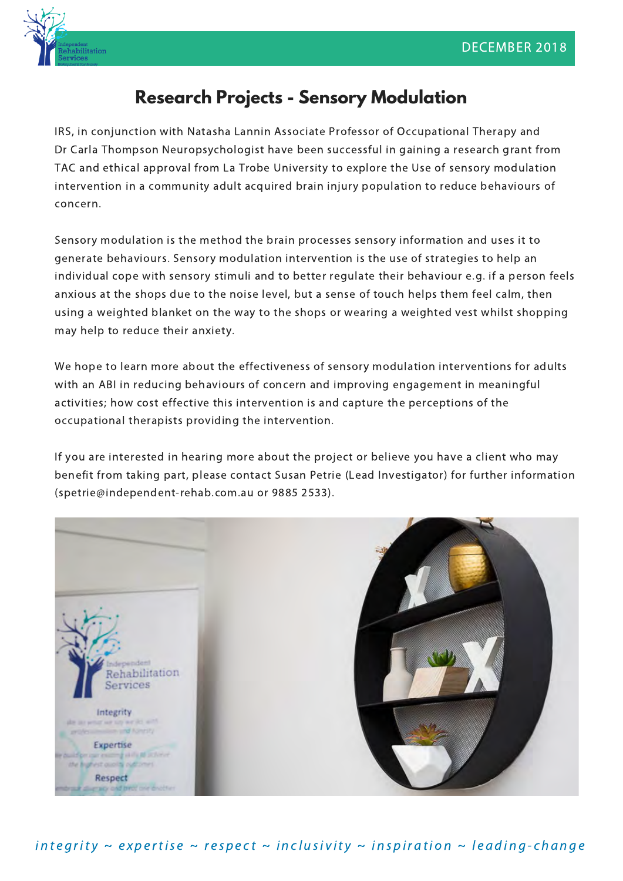# Research Projects - Sensory Modulation

IRS, in conjunction with Natasha Lannin Associate Professor of Occupational Therapy and Dr Carla Thompson Neuropsychologist have been successful in gaining a research grant from TAC and ethical approval from La Trobe University to explore the Use of sensory modulation intervention in a community adult acquired brain injury population to reduce behaviours of concern.

Sensory modulation is the method the brain processes sensory information and uses it to generate behaviours. Sensory modulation intervention is the use of strategies to help an individual cope with sensory stimuli and to better regulate their behaviour e.g. if a person feels anxious at the shops due to the noise level, but a sense of touch helps them feel calm, then using a weighted blanket on the way to the shops or wearing a weighted vest whilst shopping may help to reduce their anxiety.

We hope to learn more about the effectiveness of sensory modulation interventions for adults with an ABI in reducing behaviours of concern and improving engagement in meaningful activities; how cost effective this intervention is and capture the perceptions of the occupational therapists providing the intervention.

If you are interested in hearing more about the project or believe you have a client who may benefit from taking part, please contact Susan Petrie (Lead Investigator) for further information (spetrie@independent-rehab.com.au or 9885 2533).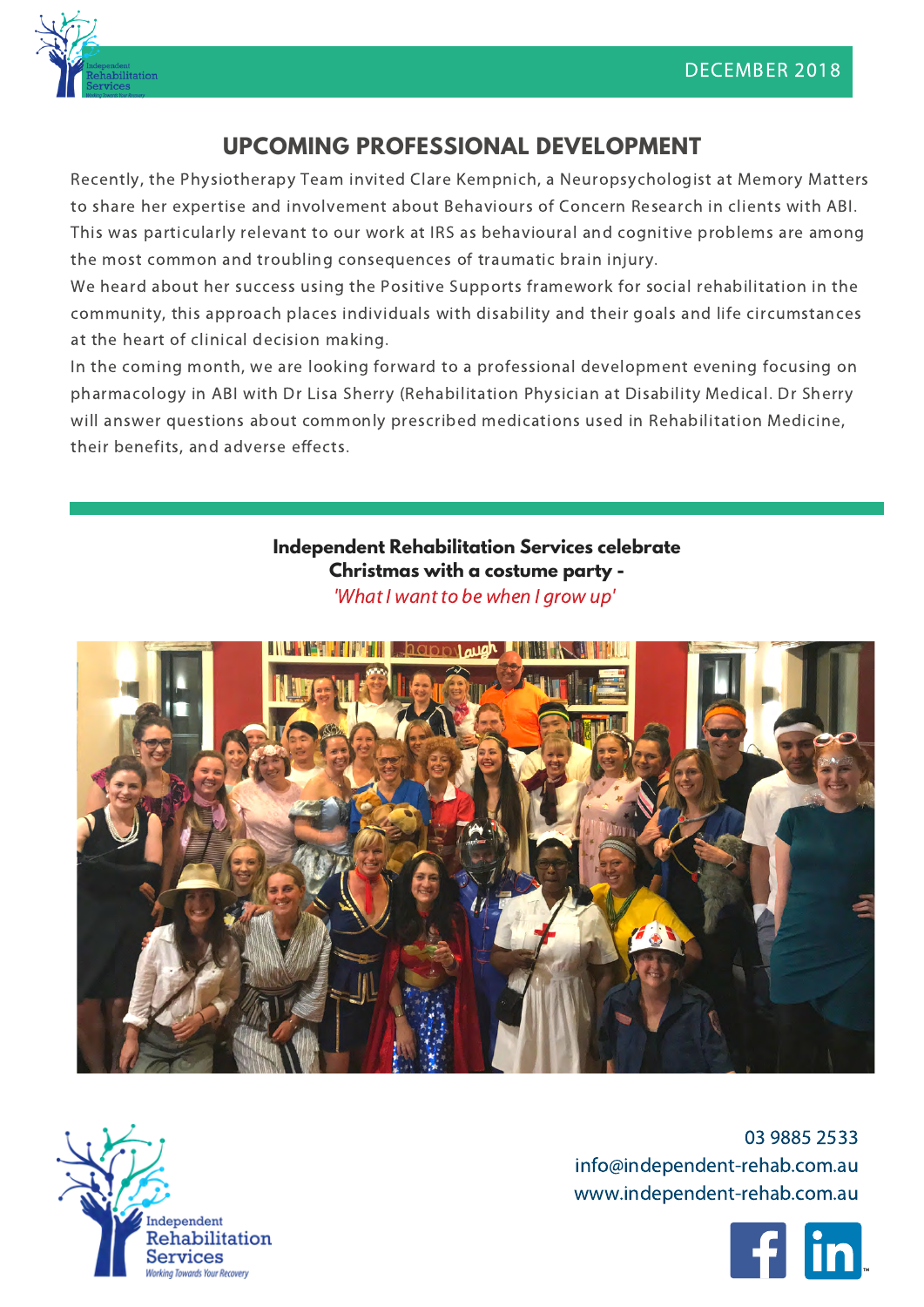DECEMBER 2018

## UPCOMING PROFESSIONAL DEVELOPMENT

Recently, the Physiotherapy Team invited Clare Kempnich, a Neuropsychologist at Memory Matters to share her expertise and involvement about Behaviours of Concern Research in clients with ABI. This was particularly relevant to our work at IRS as behavioural and cognitive problems are among the most common and troubling consequences of traumatic brain injury.

We heard about her success using the Positive Supports framework for social rehabilitation in the community, this approach places individuals with disability and their goals and life circumstances at the heart of clinical decision making.

In the coming month, we are looking forward to a professional development evening focusing on pharmacology in ABI with Dr Lisa Sherry (Rehabilitation Physician at Disability Medical. Dr Sherry will answer questions about commonly prescribed medications used in Rehabilitation Medicine, their benefits, and adverse effects.

**Independent Rehabilitation Services celebrate Christmas with a costume party -**
*'What I want to be when I grow up'*

03 9885 2533
info@independent-rehab.com.au
www.independent-rehab.com.au